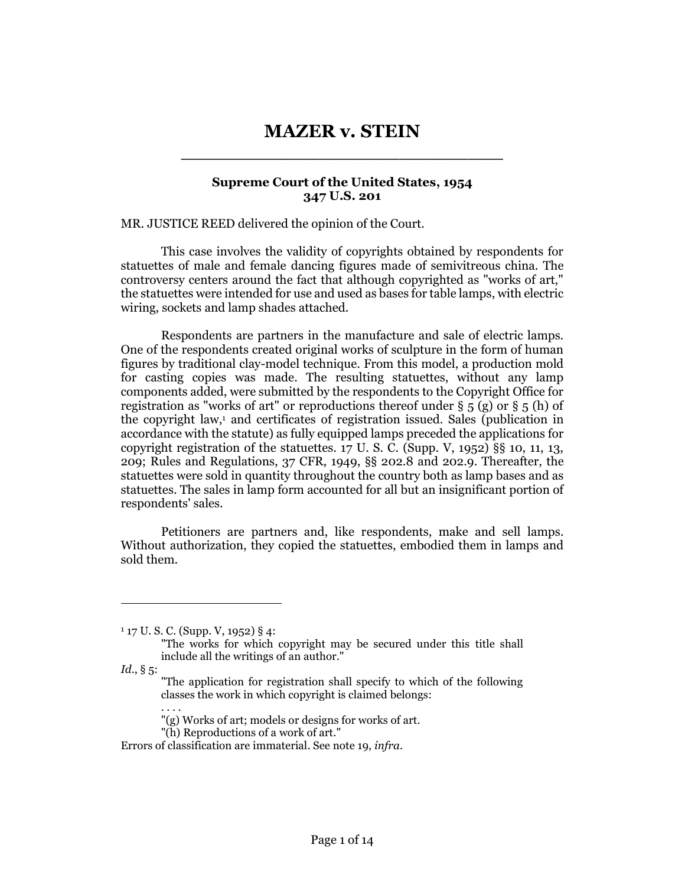# MAZER v. STEIN

**Supreme Court of the United States, 1954**
**347 U.S. 201**

MR. JUSTICE REED delivered the opinion of the Court.

This case involves the validity of copyrights obtained by respondents for statuettes of male and female dancing figures made of semivitreous china. The controversy centers around the fact that although copyrighted as "works of art," the statuettes were intended for use and used as bases for table lamps, with electric wiring, sockets and lamp shades attached.

Respondents are partners in the manufacture and sale of electric lamps. One of the respondents created original works of sculpture in the form of human figures by traditional clay-model technique. From this model, a production mold for casting copies was made. The resulting statuettes, without any lamp components added, were submitted by the respondents to the Copyright Office for registration as "works of art" or reproductions thereof under § 5 (g) or § 5 (h) of the copyright law,[1] and certificates of registration issued. Sales (publication in accordance with the statute) as fully equipped lamps preceded the applications for copyright registration of the statuettes. 17 U. S. C. (Supp. V, 1952) §§ 10, 11, 13, 209; Rules and Regulations, 37 CFR, 1949, §§ 202.8 and 202.9. Thereafter, the statuettes were sold in quantity throughout the country both as lamp bases and as statuettes. The sales in lamp form accounted for all but an insignificant portion of respondents' sales.

Petitioners are partners and, like respondents, make and sell lamps. Without authorization, they copied the statuettes, embodied them in lamps and sold them.

---

[1] 17 U. S. C. (Supp. V, 1952) § 4:

> "The works for which copyright may be secured under this title shall include all the writings of an author."

*Id.*, § 5:

> "The application for registration shall specify to which of the following classes the work in which copyright is claimed belongs:
>
> . . . .
>
> "(g) Works of art; models or designs for works of art.
>
> "(h) Reproductions of a work of art."

Errors of classification are immaterial. See note 19, *infra*.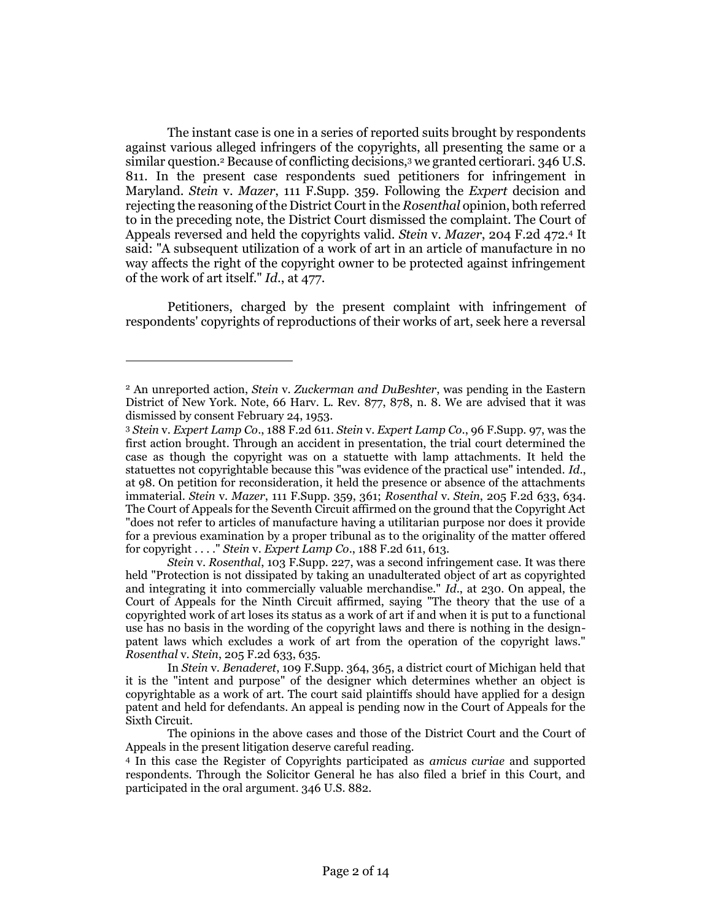The instant case is one in a series of reported suits brought by respondents against various alleged infringers of the copyrights, all presenting the same or a similar question.[2] Because of conflicting decisions,[3] we granted certiorari. 346 U.S. 811. In the present case respondents sued petitioners for infringement in Maryland. *Stein* v. *Mazer*, 111 F.Supp. 359. Following the *Expert* decision and rejecting the reasoning of the District Court in the *Rosenthal* opinion, both referred to in the preceding note, the District Court dismissed the complaint. The Court of Appeals reversed and held the copyrights valid. *Stein* v. *Mazer*, 204 F.2d 472.[4] It said: "A subsequent utilization of a work of art in an article of manufacture in no way affects the right of the copyright owner to be protected against infringement of the work of art itself." *Id*., at 477.

Petitioners, charged by the present complaint with infringement of respondents' copyrights of reproductions of their works of art, seek here a reversal

---

[2] An unreported action, *Stein* v. *Zuckerman and DuBeshter*, was pending in the Eastern District of New York. Note, 66 Harv. L. Rev. 877, 878, n. 8. We are advised that it was dismissed by consent February 24, 1953.

[3] *Stein* v. *Expert Lamp Co*., 188 F.2d 611. *Stein* v. *Expert Lamp Co*., 96 F.Supp. 97, was the first action brought. Through an accident in presentation, the trial court determined the case as though the copyright was on a statuette with lamp attachments. It held the statuettes not copyrightable because this "was evidence of the practical use" intended. *Id*., at 98. On petition for reconsideration, it held the presence or absence of the attachments immaterial. *Stein* v. *Mazer*, 111 F.Supp. 359, 361; *Rosenthal* v. *Stein*, 205 F.2d 633, 634. The Court of Appeals for the Seventh Circuit affirmed on the ground that the Copyright Act "does not refer to articles of manufacture having a utilitarian purpose nor does it provide for a previous examination by a proper tribunal as to the originality of the matter offered for copyright . . . ." *Stein* v. *Expert Lamp Co*., 188 F.2d 611, 613.

*Stein* v. *Rosenthal*, 103 F.Supp. 227, was a second infringement case. It was there held "Protection is not dissipated by taking an unadulterated object of art as copyrighted and integrating it into commercially valuable merchandise." *Id*., at 230. On appeal, the Court of Appeals for the Ninth Circuit affirmed, saying "The theory that the use of a copyrighted work of art loses its status as a work of art if and when it is put to a functional use has no basis in the wording of the copyright laws and there is nothing in the design-patent laws which excludes a work of art from the operation of the copyright laws." *Rosenthal* v. *Stein*, 205 F.2d 633, 635.

In *Stein* v. *Benaderet*, 109 F.Supp. 364, 365, a district court of Michigan held that it is the "intent and purpose" of the designer which determines whether an object is copyrightable as a work of art. The court said plaintiffs should have applied for a design patent and held for defendants. An appeal is pending now in the Court of Appeals for the Sixth Circuit.

The opinions in the above cases and those of the District Court and the Court of Appeals in the present litigation deserve careful reading.

[4] In this case the Register of Copyrights participated as *amicus curiae* and supported respondents. Through the Solicitor General he has also filed a brief in this Court, and participated in the oral argument. 346 U.S. 882.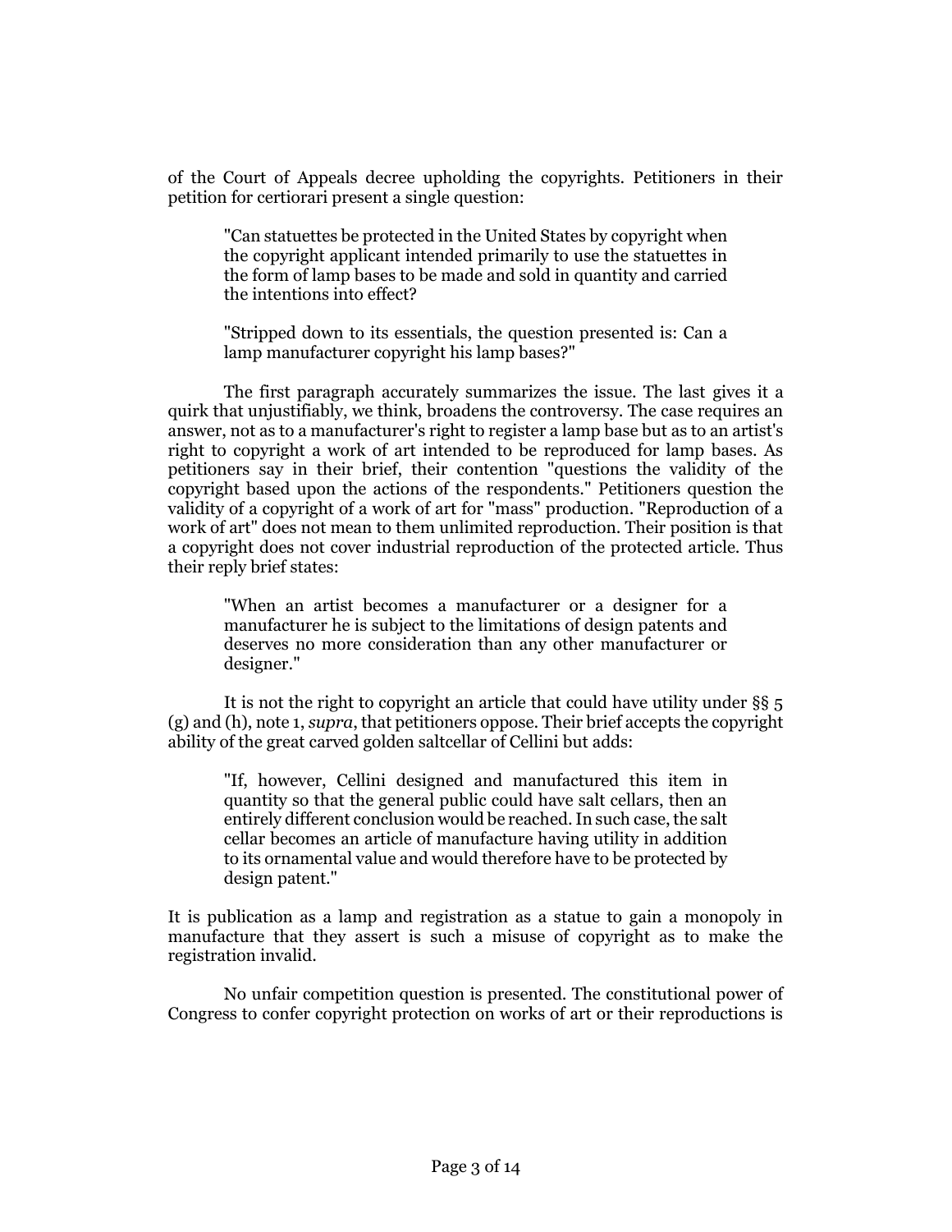of the Court of Appeals decree upholding the copyrights. Petitioners in their petition for certiorari present a single question:

> "Can statuettes be protected in the United States by copyright when the copyright applicant intended primarily to use the statuettes in the form of lamp bases to be made and sold in quantity and carried the intentions into effect?
>
> "Stripped down to its essentials, the question presented is: Can a lamp manufacturer copyright his lamp bases?"

The first paragraph accurately summarizes the issue. The last gives it a quirk that unjustifiably, we think, broadens the controversy. The case requires an answer, not as to a manufacturer's right to register a lamp base but as to an artist's right to copyright a work of art intended to be reproduced for lamp bases. As petitioners say in their brief, their contention "questions the validity of the copyright based upon the actions of the respondents." Petitioners question the validity of a copyright of a work of art for "mass" production. "Reproduction of a work of art" does not mean to them unlimited reproduction. Their position is that a copyright does not cover industrial reproduction of the protected article. Thus their reply brief states:

> "When an artist becomes a manufacturer or a designer for a manufacturer he is subject to the limitations of design patents and deserves no more consideration than any other manufacturer or designer."

It is not the right to copyright an article that could have utility under §§ 5 (g) and (h), note 1, *supra*, that petitioners oppose. Their brief accepts the copyright ability of the great carved golden saltcellar of Cellini but adds:

> "If, however, Cellini designed and manufactured this item in quantity so that the general public could have salt cellars, then an entirely different conclusion would be reached. In such case, the salt cellar becomes an article of manufacture having utility in addition to its ornamental value and would therefore have to be protected by design patent."

It is publication as a lamp and registration as a statue to gain a monopoly in manufacture that they assert is such a misuse of copyright as to make the registration invalid.

No unfair competition question is presented. The constitutional power of Congress to confer copyright protection on works of art or their reproductions is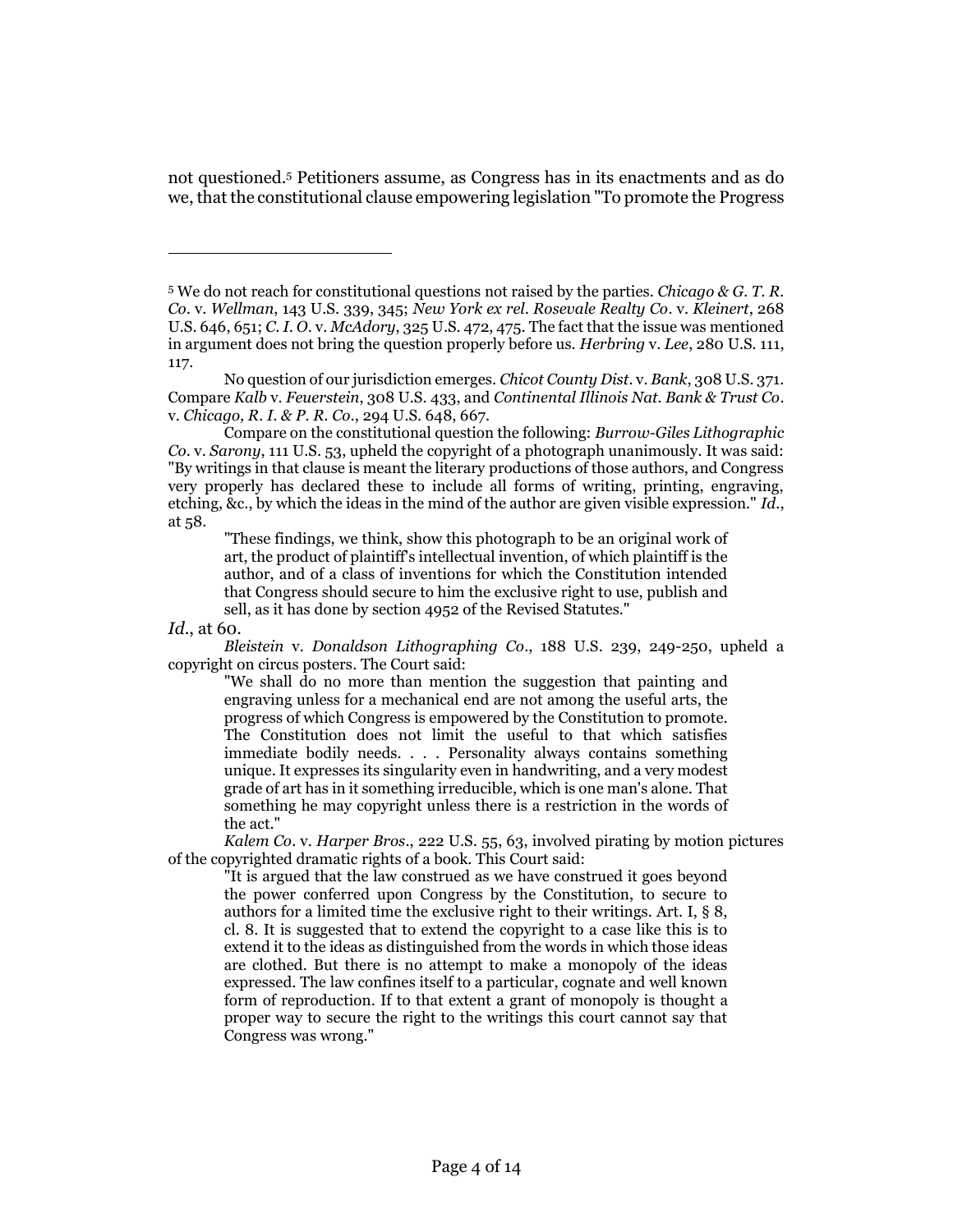not questioned.[5] Petitioners assume, as Congress has in its enactments and as do we, that the constitutional clause empowering legislation "To promote the Progress

---

[5] We do not reach for constitutional questions not raised by the parties. *Chicago & G. T. R. Co.* v. *Wellman*, 143 U.S. 339, 345; *New York ex rel. Rosevale Realty Co.* v. *Kleinert*, 268 U.S. 646, 651; *C. I. O.* v. *McAdory*, 325 U.S. 472, 475. The fact that the issue was mentioned in argument does not bring the question properly before us. *Herbring* v. *Lee*, 280 U.S. 111, 117.

No question of our jurisdiction emerges. *Chicot County Dist.* v. *Bank*, 308 U.S. 371. Compare *Kalb* v. *Feuerstein*, 308 U.S. 433, and *Continental Illinois Nat. Bank & Trust Co.* v. *Chicago, R. I. & P. R. Co.*, 294 U.S. 648, 667.

Compare on the constitutional question the following: *Burrow-Giles Lithographic Co.* v. *Sarony*, 111 U.S. 53, upheld the copyright of a photograph unanimously. It was said: "By writings in that clause is meant the literary productions of those authors, and Congress very properly has declared these to include all forms of writing, printing, engraving, etching, &c., by which the ideas in the mind of the author are given visible expression." *Id.*, at 58.

> "These findings, we think, show this photograph to be an original work of art, the product of plaintiff's intellectual invention, of which plaintiff is the author, and of a class of inventions for which the Constitution intended that Congress should secure to him the exclusive right to use, publish and sell, as it has done by section 4952 of the Revised Statutes."

*Id.*, at 60.

*Bleistein* v. *Donaldson Lithographing Co.*, 188 U.S. 239, 249-250, upheld a copyright on circus posters. The Court said:

> "We shall do no more than mention the suggestion that painting and engraving unless for a mechanical end are not among the useful arts, the progress of which Congress is empowered by the Constitution to promote. The Constitution does not limit the useful to that which satisfies immediate bodily needs. . . . Personality always contains something unique. It expresses its singularity even in handwriting, and a very modest grade of art has in it something irreducible, which is one man's alone. That something he may copyright unless there is a restriction in the words of the act."

*Kalem Co.* v. *Harper Bros.*, 222 U.S. 55, 63, involved pirating by motion pictures of the copyrighted dramatic rights of a book. This Court said:

> "It is argued that the law construed as we have construed it goes beyond the power conferred upon Congress by the Constitution, to secure to authors for a limited time the exclusive right to their writings. Art. I, § 8, cl. 8. It is suggested that to extend the copyright to a case like this is to extend it to the ideas as distinguished from the words in which those ideas are clothed. But there is no attempt to make a monopoly of the ideas expressed. The law confines itself to a particular, cognate and well known form of reproduction. If to that extent a grant of monopoly is thought a proper way to secure the right to the writings this court cannot say that Congress was wrong."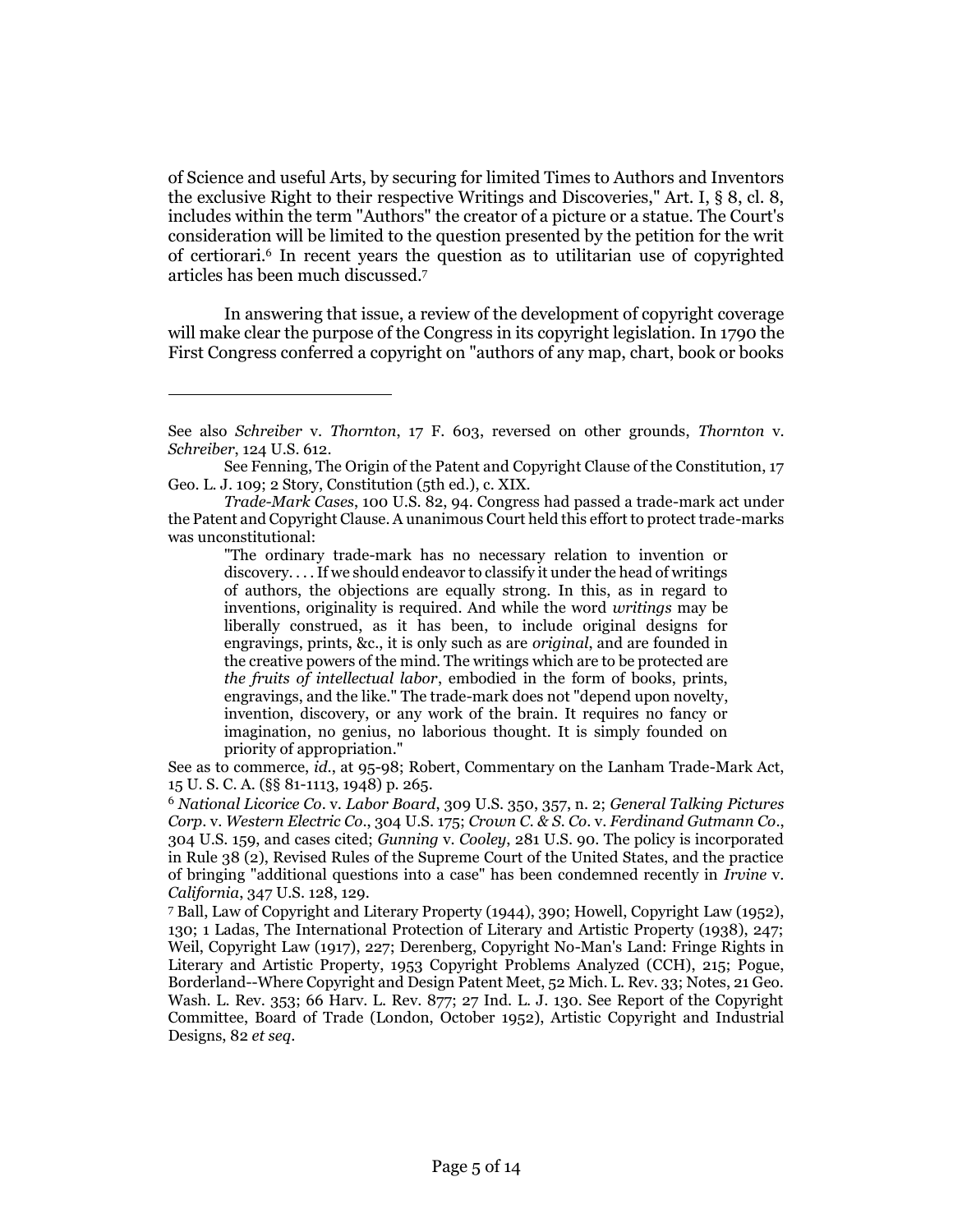of Science and useful Arts, by securing for limited Times to Authors and Inventors the exclusive Right to their respective Writings and Discoveries," Art. I, § 8, cl. 8, includes within the term "Authors" the creator of a picture or a statue. The Court's consideration will be limited to the question presented by the petition for the writ of certiorari.[6] In recent years the question as to utilitarian use of copyrighted articles has been much discussed.[7]

In answering that issue, a review of the development of copyright coverage will make clear the purpose of the Congress in its copyright legislation. In 1790 the First Congress conferred a copyright on "authors of any map, chart, book or books

---

See also *Schreiber* v. *Thornton*, 17 F. 603, reversed on other grounds, *Thornton* v. *Schreiber*, 124 U.S. 612.

See Fenning, The Origin of the Patent and Copyright Clause of the Constitution, 17 Geo. L. J. 109; 2 Story, Constitution (5th ed.), c. XIX.

*Trade-Mark Cases*, 100 U.S. 82, 94. Congress had passed a trade-mark act under the Patent and Copyright Clause. A unanimous Court held this effort to protect trade-marks was unconstitutional:

> "The ordinary trade-mark has no necessary relation to invention or discovery. . . . If we should endeavor to classify it under the head of writings of authors, the objections are equally strong. In this, as in regard to inventions, originality is required. And while the word *writings* may be liberally construed, as it has been, to include original designs for engravings, prints, &c., it is only such as are *original*, and are founded in the creative powers of the mind. The writings which are to be protected are *the fruits of intellectual labor*, embodied in the form of books, prints, engravings, and the like." The trade-mark does not "depend upon novelty, invention, discovery, or any work of the brain. It requires no fancy or imagination, no genius, no laborious thought. It is simply founded on priority of appropriation."

See as to commerce, *id.*, at 95-98; Robert, Commentary on the Lanham Trade-Mark Act, 15 U. S. C. A. (§§ 81-1113, 1948) p. 265.

[6] *National Licorice Co.* v. *Labor Board*, 309 U.S. 350, 357, n. 2; *General Talking Pictures Corp.* v. *Western Electric Co.*, 304 U.S. 175; *Crown C. & S. Co.* v. *Ferdinand Gutmann Co.*, 304 U.S. 159, and cases cited; *Gunning* v. *Cooley*, 281 U.S. 90. The policy is incorporated in Rule 38 (2), Revised Rules of the Supreme Court of the United States, and the practice of bringing "additional questions into a case" has been condemned recently in *Irvine* v. *California*, 347 U.S. 128, 129.

[7] Ball, Law of Copyright and Literary Property (1944), 390; Howell, Copyright Law (1952), 130; 1 Ladas, The International Protection of Literary and Artistic Property (1938), 247; Weil, Copyright Law (1917), 227; Derenberg, Copyright No-Man's Land: Fringe Rights in Literary and Artistic Property, 1953 Copyright Problems Analyzed (CCH), 215; Pogue, Borderland--Where Copyright and Design Patent Meet, 52 Mich. L. Rev. 33; Notes, 21 Geo. Wash. L. Rev. 353; 66 Harv. L. Rev. 877; 27 Ind. L. J. 130. See Report of the Copyright Committee, Board of Trade (London, October 1952), Artistic Copyright and Industrial Designs, 82 *et seq*.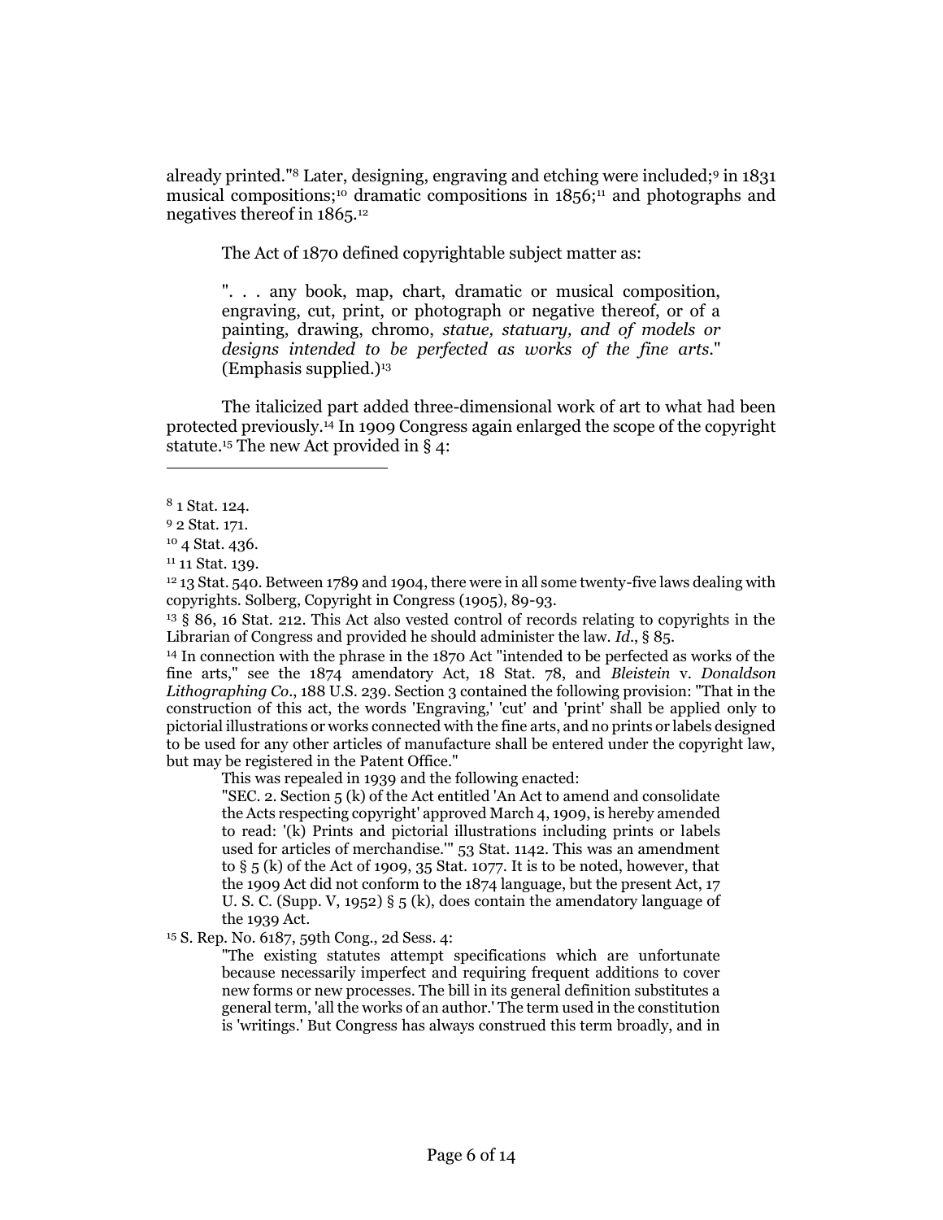already printed."[8] Later, designing, engraving and etching were included;[9] in 1831 musical compositions;[10] dramatic compositions in 1856;[11] and photographs and negatives thereof in 1865.[12]

The Act of 1870 defined copyrightable subject matter as:

> ". . . any book, map, chart, dramatic or musical composition, engraving, cut, print, or photograph or negative thereof, or of a painting, drawing, chromo, *statue, statuary, and of models or designs intended to be perfected as works of the fine arts*." (Emphasis supplied.)[13]

The italicized part added three-dimensional work of art to what had been protected previously.[14] In 1909 Congress again enlarged the scope of the copyright statute.[15] The new Act provided in § 4:

---

[8] 1 Stat. 124.

[9] 2 Stat. 171.

[10] 4 Stat. 436.

[11] 11 Stat. 139.

[12] 13 Stat. 540. Between 1789 and 1904, there were in all some twenty-five laws dealing with copyrights. Solberg, Copyright in Congress (1905), 89-93.

[13] § 86, 16 Stat. 212. This Act also vested control of records relating to copyrights in the Librarian of Congress and provided he should administer the law. *Id*., § 85.

[14] In connection with the phrase in the 1870 Act "intended to be perfected as works of the fine arts," see the 1874 amendatory Act, 18 Stat. 78, and *Bleistein* v. *Donaldson Lithographing Co*., 188 U.S. 239. Section 3 contained the following provision: "That in the construction of this act, the words 'Engraving,' 'cut' and 'print' shall be applied only to pictorial illustrations or works connected with the fine arts, and no prints or labels designed to be used for any other articles of manufacture shall be entered under the copyright law, but may be registered in the Patent Office."

This was repealed in 1939 and the following enacted:

> "SEC. 2. Section 5 (k) of the Act entitled 'An Act to amend and consolidate the Acts respecting copyright' approved March 4, 1909, is hereby amended to read: '(k) Prints and pictorial illustrations including prints or labels used for articles of merchandise.'" 53 Stat. 1142. This was an amendment to § 5 (k) of the Act of 1909, 35 Stat. 1077. It is to be noted, however, that the 1909 Act did not conform to the 1874 language, but the present Act, 17 U. S. C. (Supp. V, 1952) § 5 (k), does contain the amendatory language of the 1939 Act.

[15] S. Rep. No. 6187, 59th Cong., 2d Sess. 4:

> "The existing statutes attempt specifications which are unfortunate because necessarily imperfect and requiring frequent additions to cover new forms or new processes. The bill in its general definition substitutes a general term, 'all the works of an author.' The term used in the constitution is 'writings.' But Congress has always construed this term broadly, and in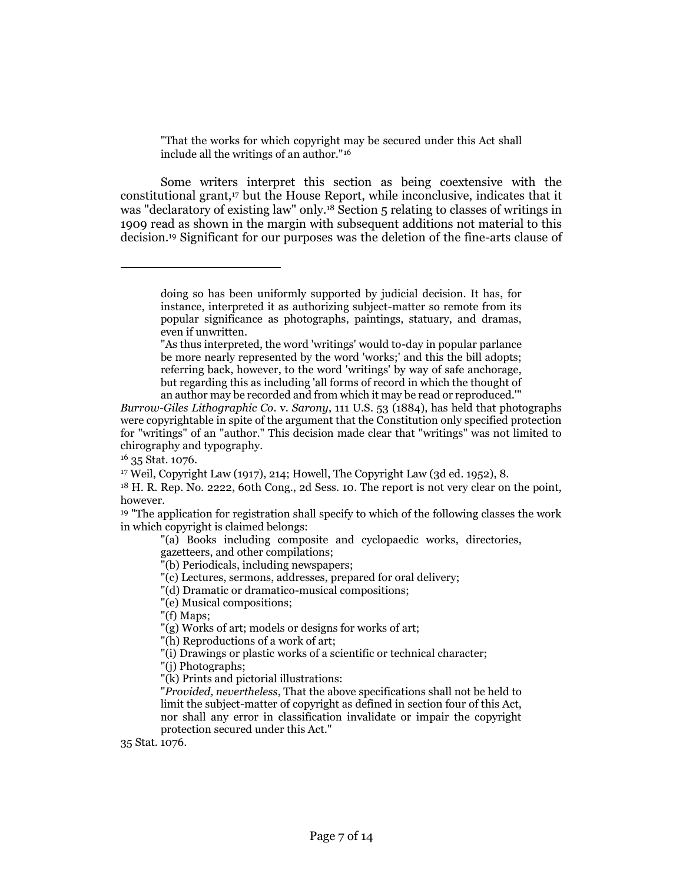> "That the works for which copyright may be secured under this Act shall include all the writings of an author."[16]

Some writers interpret this section as being coextensive with the constitutional grant,[17] but the House Report, while inconclusive, indicates that it was "declaratory of existing law" only.[18] Section 5 relating to classes of writings in 1909 read as shown in the margin with subsequent additions not material to this decision.[19] Significant for our purposes was the deletion of the fine-arts clause of

---

> doing so has been uniformly supported by judicial decision. It has, for instance, interpreted it as authorizing subject-matter so remote from its popular significance as photographs, paintings, statuary, and dramas, even if unwritten.
>
> "As thus interpreted, the word 'writings' would to-day in popular parlance be more nearly represented by the word 'works;' and this the bill adopts; referring back, however, to the word 'writings' by way of safe anchorage, but regarding this as including 'all forms of record in which the thought of an author may be recorded and from which it may be read or reproduced.'"

*Burrow-Giles Lithographic Co.* v. *Sarony*, 111 U.S. 53 (1884), has held that photographs were copyrightable in spite of the argument that the Constitution only specified protection for "writings" of an "author." This decision made clear that "writings" was not limited to chirography and typography.

[16] 35 Stat. 1076.

[17] Weil, Copyright Law (1917), 214; Howell, The Copyright Law (3d ed. 1952), 8.

[18] H. R. Rep. No. 2222, 60th Cong., 2d Sess. 10. The report is not very clear on the point, however.

[19] "The application for registration shall specify to which of the following classes the work in which copyright is claimed belongs:

> "(a) Books including composite and cyclopaedic works, directories, gazetteers, and other compilations;
>
> "(b) Periodicals, including newspapers;
>
> "(c) Lectures, sermons, addresses, prepared for oral delivery;
>
> "(d) Dramatic or dramatico-musical compositions;
>
> "(e) Musical compositions;
>
> "(f) Maps;
>
> "(g) Works of art; models or designs for works of art;
>
> "(h) Reproductions of a work of art;
>
> "(i) Drawings or plastic works of a scientific or technical character;
>
> "(j) Photographs;
>
> "(k) Prints and pictorial illustrations:
>
> "*Provided, nevertheless*, That the above specifications shall not be held to limit the subject-matter of copyright as defined in section four of this Act, nor shall any error in classification invalidate or impair the copyright protection secured under this Act."

35 Stat. 1076.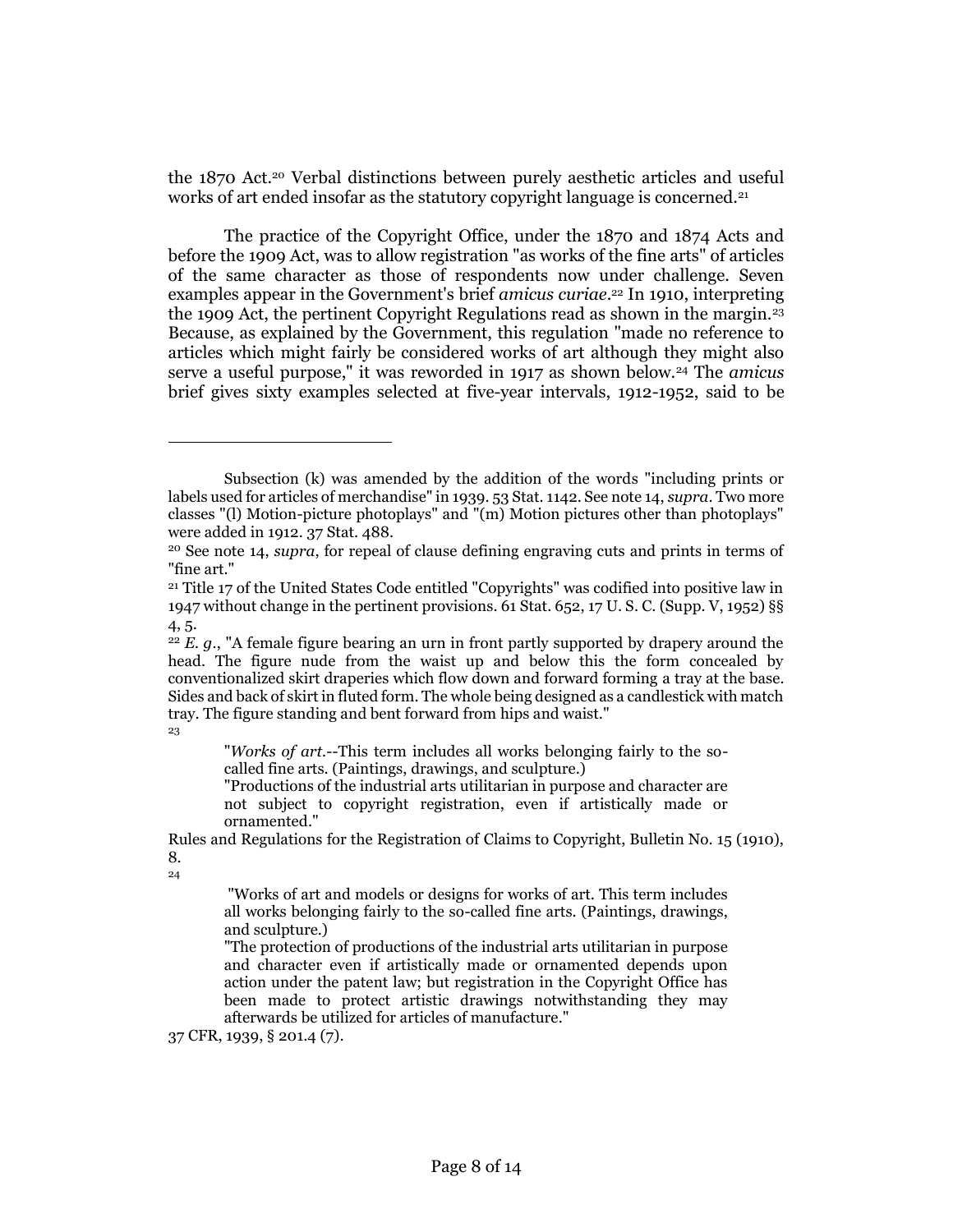the 1870 Act.[20] Verbal distinctions between purely aesthetic articles and useful works of art ended insofar as the statutory copyright language is concerned.[21]

The practice of the Copyright Office, under the 1870 and 1874 Acts and before the 1909 Act, was to allow registration "as works of the fine arts" of articles of the same character as those of respondents now under challenge. Seven examples appear in the Government's brief *amicus curiae*.[22] In 1910, interpreting the 1909 Act, the pertinent Copyright Regulations read as shown in the margin.[23] Because, as explained by the Government, this regulation "made no reference to articles which might fairly be considered works of art although they might also serve a useful purpose," it was reworded in 1917 as shown below.[24] The *amicus* brief gives sixty examples selected at five-year intervals, 1912-1952, said to be

---

Subsection (k) was amended by the addition of the words "including prints or labels used for articles of merchandise" in 1939. 53 Stat. 1142. See note 14, *supra*. Two more classes "(l) Motion-picture photoplays" and "(m) Motion pictures other than photoplays" were added in 1912. 37 Stat. 488.

[20] See note 14, *supra*, for repeal of clause defining engraving cuts and prints in terms of "fine art."

[21] Title 17 of the United States Code entitled "Copyrights" was codified into positive law in 1947 without change in the pertinent provisions. 61 Stat. 652, 17 U. S. C. (Supp. V, 1952) §§ 4, 5.

[22] *E. g.*, "A female figure bearing an urn in front partly supported by drapery around the head. The figure nude from the waist up and below this the form concealed by conventionalized skirt draperies which flow down and forward forming a tray at the base. Sides and back of skirt in fluted form. The whole being designed as a candlestick with match tray. The figure standing and bent forward from hips and waist."

[23]

> "*Works of art.*--This term includes all works belonging fairly to the so-called fine arts. (Paintings, drawings, and sculpture.)
>
> "Productions of the industrial arts utilitarian in purpose and character are not subject to copyright registration, even if artistically made or ornamented."

Rules and Regulations for the Registration of Claims to Copyright, Bulletin No. 15 (1910), 8.

[24]

> "Works of art and models or designs for works of art. This term includes all works belonging fairly to the so-called fine arts. (Paintings, drawings, and sculpture.)
>
> "The protection of productions of the industrial arts utilitarian in purpose and character even if artistically made or ornamented depends upon action under the patent law; but registration in the Copyright Office has been made to protect artistic drawings notwithstanding they may afterwards be utilized for articles of manufacture."

37 CFR, 1939, § 201.4 (7).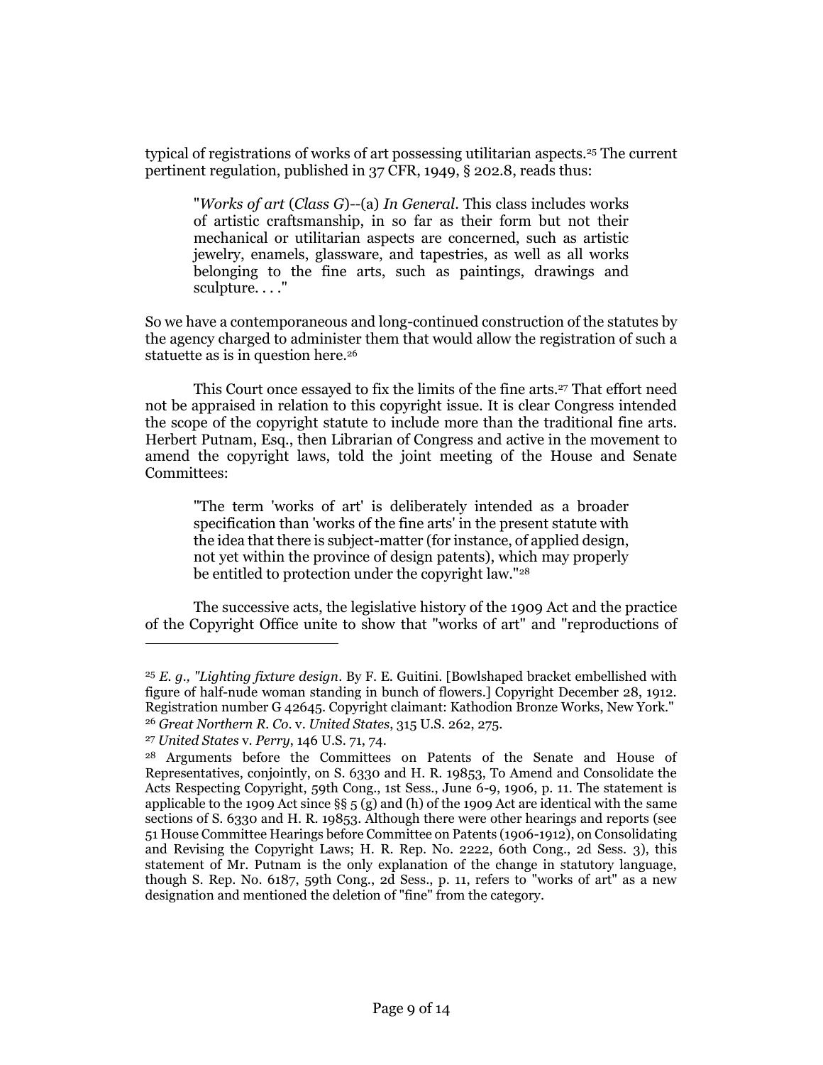typical of registrations of works of art possessing utilitarian aspects.[25] The current pertinent regulation, published in 37 CFR, 1949, § 202.8, reads thus:

> "*Works of art* (*Class G*)--(a) *In General*. This class includes works of artistic craftsmanship, in so far as their form but not their mechanical or utilitarian aspects are concerned, such as artistic jewelry, enamels, glassware, and tapestries, as well as all works belonging to the fine arts, such as paintings, drawings and sculpture. . . ."

So we have a contemporaneous and long-continued construction of the statutes by the agency charged to administer them that would allow the registration of such a statuette as is in question here.[26]

This Court once essayed to fix the limits of the fine arts.[27] That effort need not be appraised in relation to this copyright issue. It is clear Congress intended the scope of the copyright statute to include more than the traditional fine arts. Herbert Putnam, Esq., then Librarian of Congress and active in the movement to amend the copyright laws, told the joint meeting of the House and Senate Committees:

> "The term 'works of art' is deliberately intended as a broader specification than 'works of the fine arts' in the present statute with the idea that there is subject-matter (for instance, of applied design, not yet within the province of design patents), which may properly be entitled to protection under the copyright law."[28]

The successive acts, the legislative history of the 1909 Act and the practice of the Copyright Office unite to show that "works of art" and "reproductions of

---

[25] *E. g., "Lighting fixture design*. By F. E. Guitini. [Bowlshaped bracket embellished with figure of half-nude woman standing in bunch of flowers.] Copyright December 28, 1912. Registration number G 42645. Copyright claimant: Kathodion Bronze Works, New York."

[26] *Great Northern R. Co.* v. *United States*, 315 U.S. 262, 275.

[27] *United States* v. *Perry*, 146 U.S. 71, 74.

[28] Arguments before the Committees on Patents of the Senate and House of Representatives, conjointly, on S. 6330 and H. R. 19853, To Amend and Consolidate the Acts Respecting Copyright, 59th Cong., 1st Sess., June 6-9, 1906, p. 11. The statement is applicable to the 1909 Act since §§ 5 (g) and (h) of the 1909 Act are identical with the same sections of S. 6330 and H. R. 19853. Although there were other hearings and reports (see 51 House Committee Hearings before Committee on Patents (1906-1912), on Consolidating and Revising the Copyright Laws; H. R. Rep. No. 2222, 60th Cong., 2d Sess. 3), this statement of Mr. Putnam is the only explanation of the change in statutory language, though S. Rep. No. 6187, 59th Cong., 2d Sess., p. 11, refers to "works of art" as a new designation and mentioned the deletion of "fine" from the category.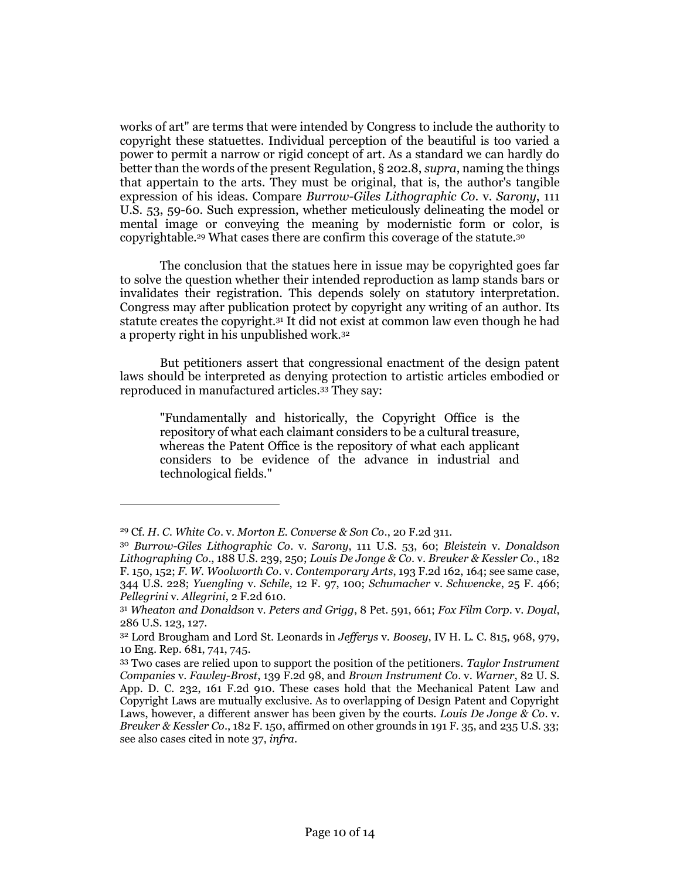works of art" are terms that were intended by Congress to include the authority to copyright these statuettes. Individual perception of the beautiful is too varied a power to permit a narrow or rigid concept of art. As a standard we can hardly do better than the words of the present Regulation, § 202.8, *supra*, naming the things that appertain to the arts. They must be original, that is, the author's tangible expression of his ideas. Compare *Burrow-Giles Lithographic Co.* v. *Sarony*, 111 U.S. 53, 59-60. Such expression, whether meticulously delineating the model or mental image or conveying the meaning by modernistic form or color, is copyrightable.[29] What cases there are confirm this coverage of the statute.[30]

The conclusion that the statues here in issue may be copyrighted goes far to solve the question whether their intended reproduction as lamp stands bars or invalidates their registration. This depends solely on statutory interpretation. Congress may after publication protect by copyright any writing of an author. Its statute creates the copyright.[31] It did not exist at common law even though he had a property right in his unpublished work.[32]

But petitioners assert that congressional enactment of the design patent laws should be interpreted as denying protection to artistic articles embodied or reproduced in manufactured articles.[33] They say:

> "Fundamentally and historically, the Copyright Office is the repository of what each claimant considers to be a cultural treasure, whereas the Patent Office is the repository of what each applicant considers to be evidence of the advance in industrial and technological fields."

---

[29] Cf. *H. C. White Co.* v. *Morton E. Converse & Son Co.*, 20 F.2d 311.

[30] *Burrow-Giles Lithographic Co.* v. *Sarony,* 111 U.S. 53, 60; *Bleistein* v. *Donaldson Lithographing Co.*, 188 U.S. 239, 250; *Louis De Jonge & Co.* v. *Breuker & Kessler Co.*, 182 F. 150, 152; *F. W. Woolworth Co.* v. *Contemporary Arts*, 193 F.2d 162, 164; see same case, 344 U.S. 228; *Yuengling* v. *Schile*, 12 F. 97, 100; *Schumacher* v. *Schwencke*, 25 F. 466; *Pellegrini* v. *Allegrini*, 2 F.2d 610.

[31] *Wheaton and Donaldson* v. *Peters and Grigg*, 8 Pet. 591, 661; *Fox Film Corp.* v. *Doyal*, 286 U.S. 123, 127.

[32] Lord Brougham and Lord St. Leonards in *Jefferys* v. *Boosey*, IV H. L. C. 815, 968, 979, 10 Eng. Rep. 681, 741, 745.

[33] Two cases are relied upon to support the position of the petitioners. *Taylor Instrument Companies* v. *Fawley-Brost*, 139 F.2d 98, and *Brown Instrument Co.* v. *Warner*, 82 U. S. App. D. C. 232, 161 F.2d 910. These cases hold that the Mechanical Patent Law and Copyright Laws are mutually exclusive. As to overlapping of Design Patent and Copyright Laws, however, a different answer has been given by the courts. *Louis De Jonge & Co.* v. *Breuker & Kessler Co.*, 182 F. 150, affirmed on other grounds in 191 F. 35, and 235 U.S. 33; see also cases cited in note 37, *infra*.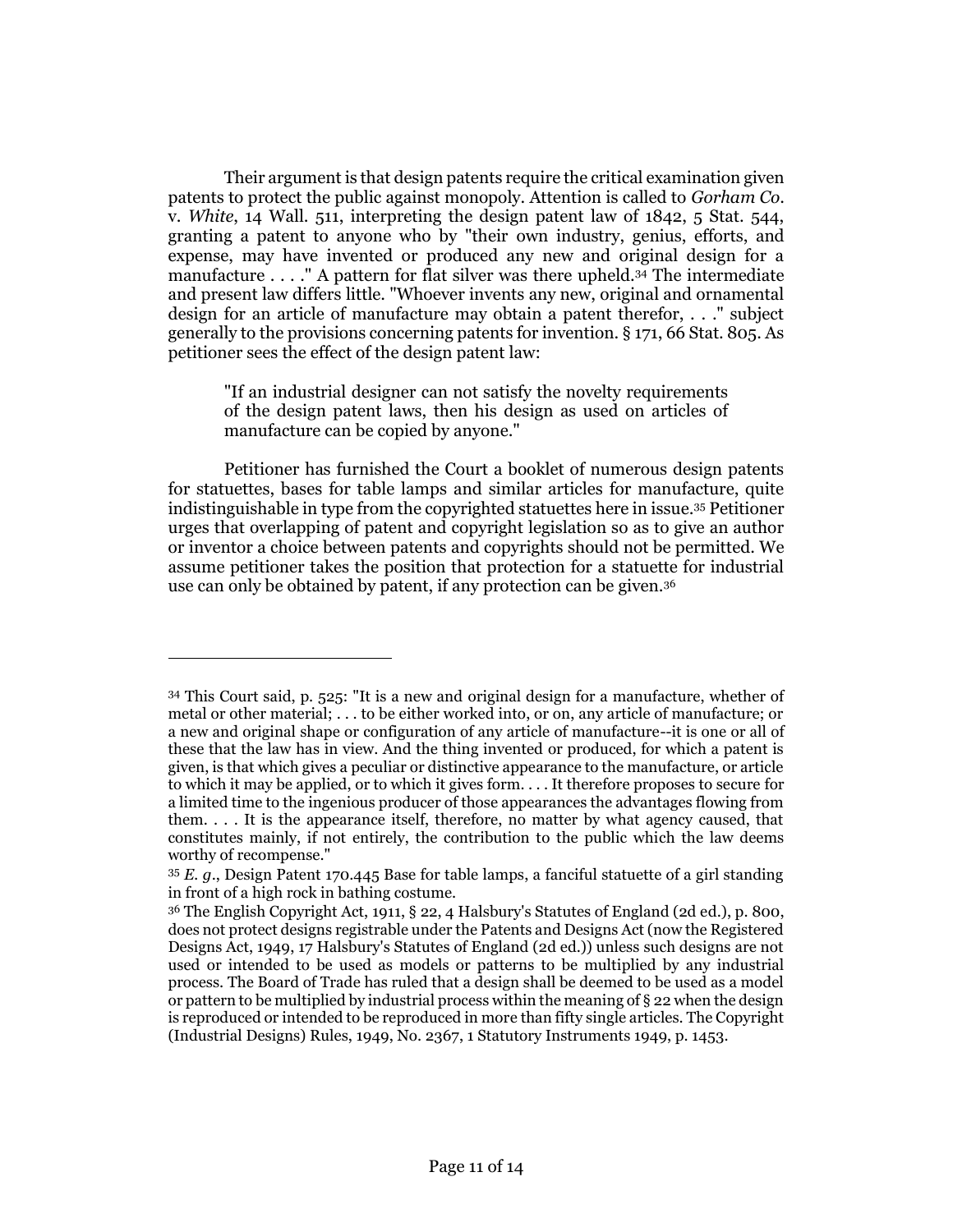Their argument is that design patents require the critical examination given patents to protect the public against monopoly. Attention is called to *Gorham Co.* v. *White*, 14 Wall. 511, interpreting the design patent law of 1842, 5 Stat. 544, granting a patent to anyone who by "their own industry, genius, efforts, and expense, may have invented or produced any new and original design for a manufacture . . . ." A pattern for flat silver was there upheld.[34] The intermediate and present law differs little. "Whoever invents any new, original and ornamental design for an article of manufacture may obtain a patent therefor, . . ." subject generally to the provisions concerning patents for invention. § 171, 66 Stat. 805. As petitioner sees the effect of the design patent law:

> "If an industrial designer can not satisfy the novelty requirements of the design patent laws, then his design as used on articles of manufacture can be copied by anyone."

Petitioner has furnished the Court a booklet of numerous design patents for statuettes, bases for table lamps and similar articles for manufacture, quite indistinguishable in type from the copyrighted statuettes here in issue.[35] Petitioner urges that overlapping of patent and copyright legislation so as to give an author or inventor a choice between patents and copyrights should not be permitted. We assume petitioner takes the position that protection for a statuette for industrial use can only be obtained by patent, if any protection can be given.[36]

---

[34] This Court said, p. 525: "It is a new and original design for a manufacture, whether of metal or other material; . . . to be either worked into, or on, any article of manufacture; or a new and original shape or configuration of any article of manufacture--it is one or all of these that the law has in view. And the thing invented or produced, for which a patent is given, is that which gives a peculiar or distinctive appearance to the manufacture, or article to which it may be applied, or to which it gives form. . . . It therefore proposes to secure for a limited time to the ingenious producer of those appearances the advantages flowing from them. . . . It is the appearance itself, therefore, no matter by what agency caused, that constitutes mainly, if not entirely, the contribution to the public which the law deems worthy of recompense."

[35] *E. g*., Design Patent 170.445 Base for table lamps, a fanciful statuette of a girl standing in front of a high rock in bathing costume.

[36] The English Copyright Act, 1911, § 22, 4 Halsbury's Statutes of England (2d ed.), p. 800, does not protect designs registrable under the Patents and Designs Act (now the Registered Designs Act, 1949, 17 Halsbury's Statutes of England (2d ed.)) unless such designs are not used or intended to be used as models or patterns to be multiplied by any industrial process. The Board of Trade has ruled that a design shall be deemed to be used as a model or pattern to be multiplied by industrial process within the meaning of § 22 when the design is reproduced or intended to be reproduced in more than fifty single articles. The Copyright (Industrial Designs) Rules, 1949, No. 2367, 1 Statutory Instruments 1949, p. 1453.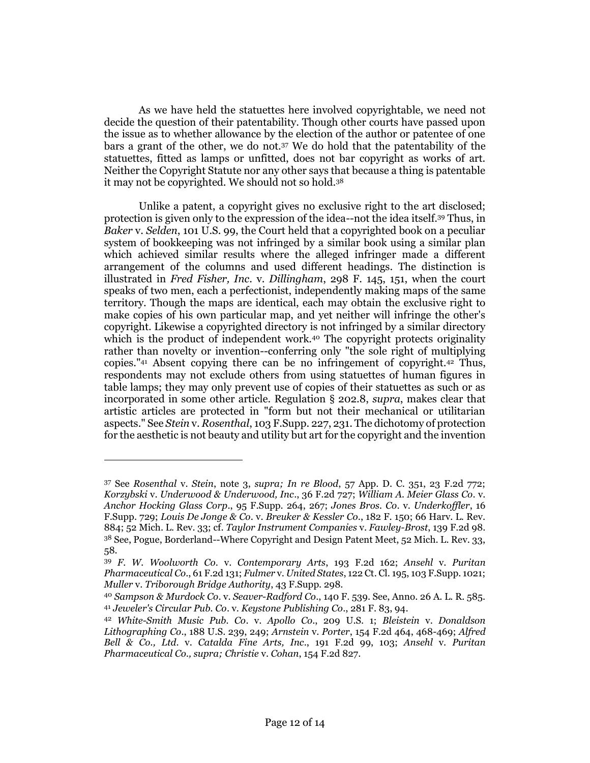As we have held the statuettes here involved copyrightable, we need not decide the question of their patentability. Though other courts have passed upon the issue as to whether allowance by the election of the author or patentee of one bars a grant of the other, we do not.[37] We do hold that the patentability of the statuettes, fitted as lamps or unfitted, does not bar copyright as works of art. Neither the Copyright Statute nor any other says that because a thing is patentable it may not be copyrighted. We should not so hold.[38]

Unlike a patent, a copyright gives no exclusive right to the art disclosed; protection is given only to the expression of the idea--not the idea itself.[39] Thus, in *Baker* v. *Selden*, 101 U.S. 99, the Court held that a copyrighted book on a peculiar system of bookkeeping was not infringed by a similar book using a similar plan which achieved similar results where the alleged infringer made a different arrangement of the columns and used different headings. The distinction is illustrated in *Fred Fisher, Inc.* v. *Dillingham*, 298 F. 145, 151, when the court speaks of two men, each a perfectionist, independently making maps of the same territory. Though the maps are identical, each may obtain the exclusive right to make copies of his own particular map, and yet neither will infringe the other's copyright. Likewise a copyrighted directory is not infringed by a similar directory which is the product of independent work.[40] The copyright protects originality rather than novelty or invention--conferring only "the sole right of multiplying copies."[41] Absent copying there can be no infringement of copyright.[42] Thus, respondents may not exclude others from using statuettes of human figures in table lamps; they may only prevent use of copies of their statuettes as such or as incorporated in some other article. Regulation § 202.8, *supra*, makes clear that artistic articles are protected in "form but not their mechanical or utilitarian aspects." See *Stein* v. *Rosenthal*, 103 F.Supp. 227, 231. The dichotomy of protection for the aesthetic is not beauty and utility but art for the copyright and the invention

---

[37] See *Rosenthal* v. *Stein*, note 3, *supra; In re Blood*, 57 App. D. C. 351, 23 F.2d 772; *Korzybski* v. *Underwood & Underwood, Inc.*, 36 F.2d 727; *William A. Meier Glass Co.* v. *Anchor Hocking Glass Corp.*, 95 F.Supp. 264, 267; *Jones Bros. Co.* v. *Underkoffler*, 16 F.Supp. 729; *Louis De Jonge & Co.* v. *Breuker & Kessler Co.*, 182 F. 150; 66 Harv. L. Rev. 884; 52 Mich. L. Rev. 33; cf. *Taylor Instrument Companies* v. *Fawley-Brost*, 139 F.2d 98.

[38] See, Pogue, Borderland--Where Copyright and Design Patent Meet, 52 Mich. L. Rev. 33, 58.

[39] *F. W. Woolworth Co.* v. *Contemporary Arts*, 193 F.2d 162; *Ansehl* v. *Puritan Pharmaceutical Co.*, 61 F.2d 131; *Fulmer* v. *United States*, 122 Ct. Cl. 195, 103 F.Supp. 1021; *Muller* v. *Triborough Bridge Authority*, 43 F.Supp. 298.

[40] *Sampson & Murdock Co.* v. *Seaver-Radford Co.*, 140 F. 539. See, Anno. 26 A. L. R. 585.

[41] *Jeweler's Circular Pub. Co.* v. *Keystone Publishing Co.*, 281 F. 83, 94.

[42] *White-Smith Music Pub. Co.* v. *Apollo Co.*, 209 U.S. 1; *Bleistein* v. *Donaldson Lithographing Co.*, 188 U.S. 239, 249; *Arnstein* v. *Porter*, 154 F.2d 464, 468-469; *Alfred Bell & Co., Ltd.* v. *Catalda Fine Arts, Inc.*, 191 F.2d 99, 103; *Ansehl* v. *Puritan Pharmaceutical Co., supra; Christie* v. *Cohan*, 154 F.2d 827.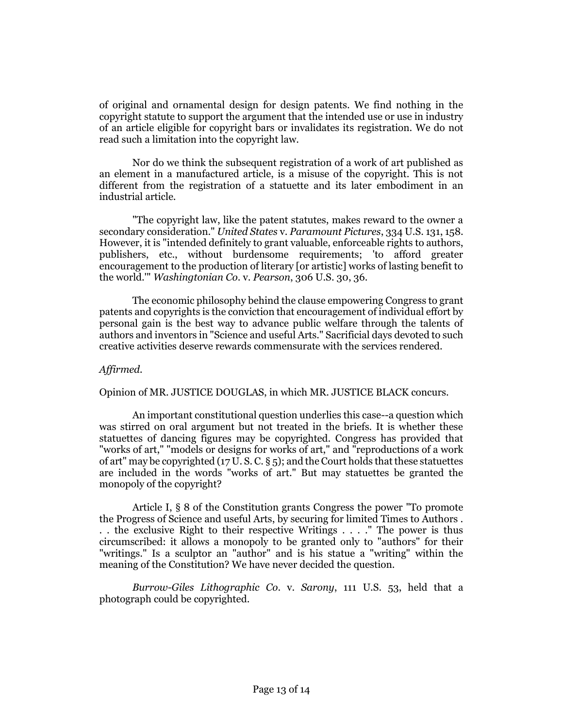of original and ornamental design for design patents. We find nothing in the copyright statute to support the argument that the intended use or use in industry of an article eligible for copyright bars or invalidates its registration. We do not read such a limitation into the copyright law.

Nor do we think the subsequent registration of a work of art published as an element in a manufactured article, is a misuse of the copyright. This is not different from the registration of a statuette and its later embodiment in an industrial article.

"The copyright law, like the patent statutes, makes reward to the owner a secondary consideration." *United States* v. *Paramount Pictures*, 334 U.S. 131, 158. However, it is "intended definitely to grant valuable, enforceable rights to authors, publishers, etc., without burdensome requirements; 'to afford greater encouragement to the production of literary [or artistic] works of lasting benefit to the world.'" *Washingtonian Co.* v. *Pearson*, 306 U.S. 30, 36.

The economic philosophy behind the clause empowering Congress to grant patents and copyrights is the conviction that encouragement of individual effort by personal gain is the best way to advance public welfare through the talents of authors and inventors in "Science and useful Arts." Sacrificial days devoted to such creative activities deserve rewards commensurate with the services rendered.

*Affirmed.*

Opinion of MR. JUSTICE DOUGLAS, in which MR. JUSTICE BLACK concurs.

An important constitutional question underlies this case--a question which was stirred on oral argument but not treated in the briefs. It is whether these statuettes of dancing figures may be copyrighted. Congress has provided that "works of art," "models or designs for works of art," and "reproductions of a work of art" may be copyrighted (17 U. S. C. § 5); and the Court holds that these statuettes are included in the words "works of art." But may statuettes be granted the monopoly of the copyright?

Article I, § 8 of the Constitution grants Congress the power "To promote the Progress of Science and useful Arts, by securing for limited Times to Authors . . . the exclusive Right to their respective Writings . . . ." The power is thus circumscribed: it allows a monopoly to be granted only to "authors" for their "writings." Is a sculptor an "author" and is his statue a "writing" within the meaning of the Constitution? We have never decided the question.

*Burrow-Giles Lithographic Co.* v. *Sarony*, 111 U.S. 53, held that a photograph could be copyrighted.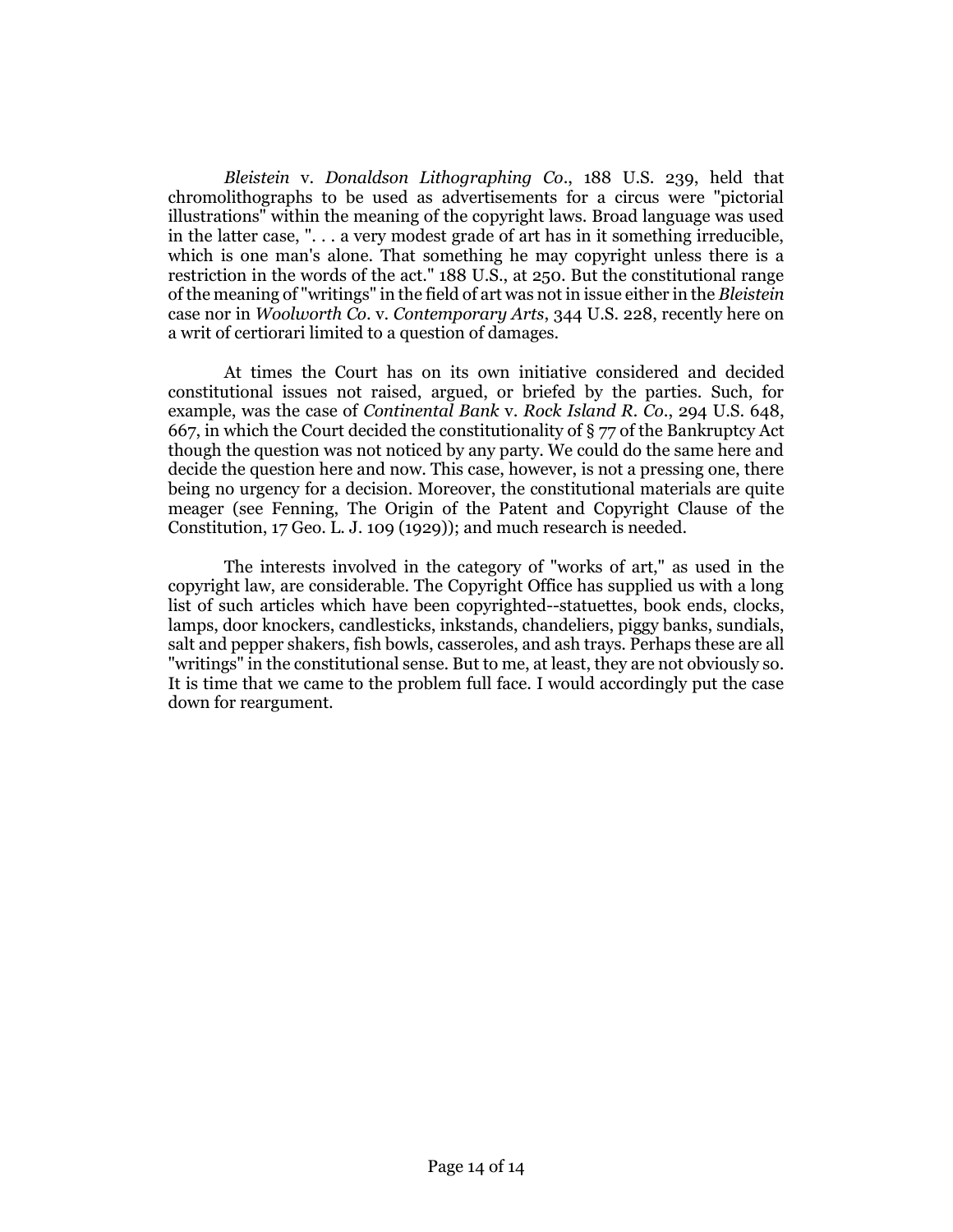*Bleistein* v. *Donaldson Lithographing Co*., 188 U.S. 239, held that chromolithographs to be used as advertisements for a circus were "pictorial illustrations" within the meaning of the copyright laws. Broad language was used in the latter case, ". . . a very modest grade of art has in it something irreducible, which is one man's alone. That something he may copyright unless there is a restriction in the words of the act." 188 U.S., at 250. But the constitutional range of the meaning of "writings" in the field of art was not in issue either in the *Bleistein* case nor in *Woolworth Co*. v. *Contemporary Arts*, 344 U.S. 228, recently here on a writ of certiorari limited to a question of damages.

At times the Court has on its own initiative considered and decided constitutional issues not raised, argued, or briefed by the parties. Such, for example, was the case of *Continental Bank* v. *Rock Island R. Co*., 294 U.S. 648, 667, in which the Court decided the constitutionality of § 77 of the Bankruptcy Act though the question was not noticed by any party. We could do the same here and decide the question here and now. This case, however, is not a pressing one, there being no urgency for a decision. Moreover, the constitutional materials are quite meager (see Fenning, The Origin of the Patent and Copyright Clause of the Constitution, 17 Geo. L. J. 109 (1929)); and much research is needed.

The interests involved in the category of "works of art," as used in the copyright law, are considerable. The Copyright Office has supplied us with a long list of such articles which have been copyrighted--statuettes, book ends, clocks, lamps, door knockers, candlesticks, inkstands, chandeliers, piggy banks, sundials, salt and pepper shakers, fish bowls, casseroles, and ash trays. Perhaps these are all "writings" in the constitutional sense. But to me, at least, they are not obviously so. It is time that we came to the problem full face. I would accordingly put the case down for reargument.